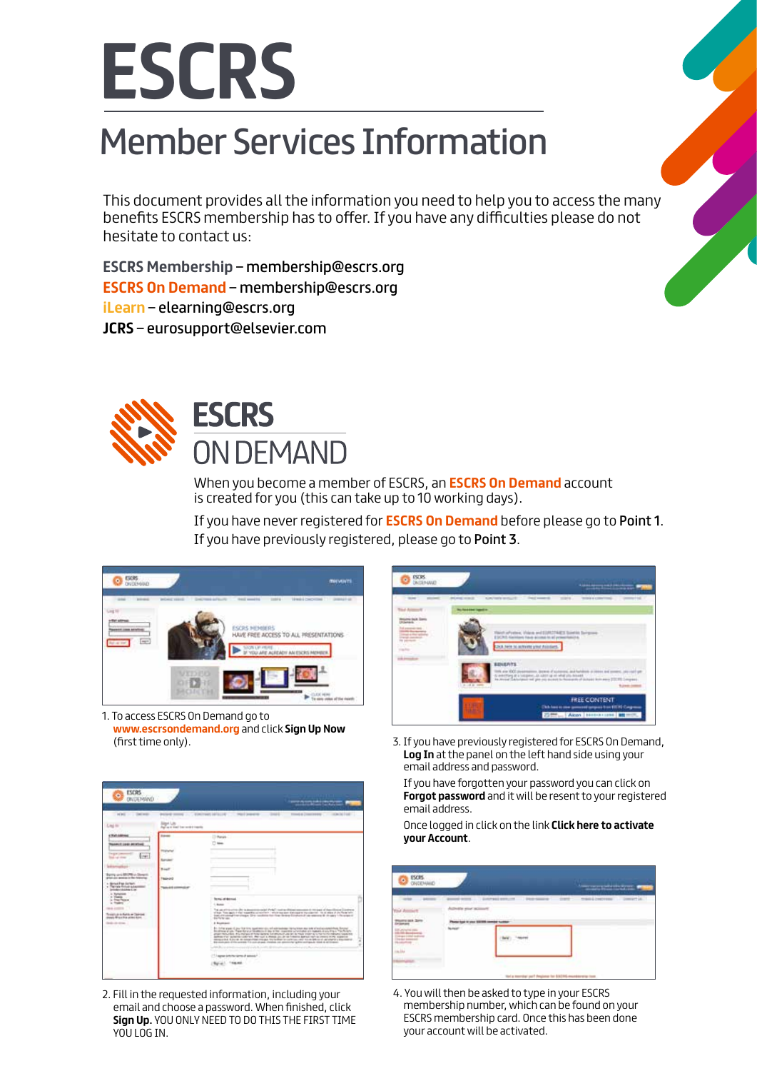# ESCRS

## Member Services Information

This document provides all the information you need to help you to access the many benefits ESCRS membership has to offer. If you have any difficulties please do not hesitate to contact us:

**ESCRS Membership** – membership@escrs.org
**ESCRS On Demand** – membership@escrs.org
**iLearn** – elearning@escrs.org
**JCRS** – eurosupport@elsevier.com

## ESCRS ON DEMAND

When you become a member of ESCRS, an **ESCRS On Demand** account is created for you (this can take up to 10 working days).

If you have never registered for **ESCRS On Demand** before please go to **Point 1**.
If you have previously registered, please go to **Point 3**.

1. To access ESCRS On Demand go to **www.escrsondemand.org** and click **Sign Up Now** (first time only).

2. Fill in the requested information, including your email and choose a password. When finished, click **Sign Up.** YOU ONLY NEED TO DO THIS THE FIRST TIME YOU LOG IN.

3. If you have previously registered for ESCRS On Demand, **Log In** at the panel on the left hand side using your email address and password.

   If you have forgotten your password you can click on **Forgot password** and it will be resent to your registered email address.

   Once logged in click on the link **Click here to activate your Account**.

4. You will then be asked to type in your ESCRS membership number, which can be found on your ESCRS membership card. Once this has been done your account will be activated.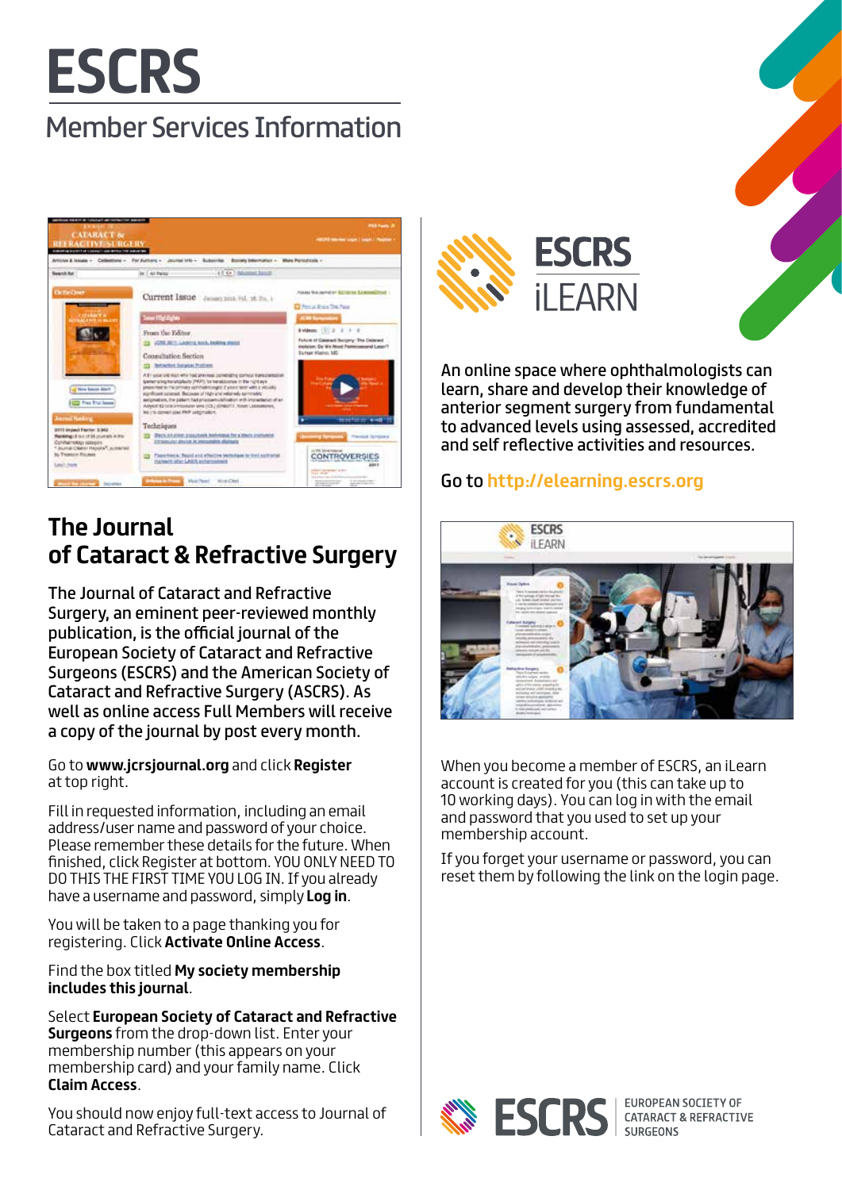# ESCRS

## Member Services Information

## The Journal of Cataract & Refractive Surgery

The Journal of Cataract and Refractive Surgery, an eminent peer-reviewed monthly publication, is the official journal of the European Society of Cataract and Refractive Surgeons (ESCRS) and the American Society of Cataract and Refractive Surgery (ASCRS). As well as online access Full Members will receive a copy of the journal by post every month.

Go to **www.jcrsjournal.org** and click **Register** at top right.

Fill in requested information, including an email address/user name and password of your choice. Please remember these details for the future. When finished, click Register at bottom. YOU ONLY NEED TO DO THIS THE FIRST TIME YOU LOG IN. If you already have a username and password, simply **Log in**.

You will be taken to a page thanking you for registering. Click **Activate Online Access**.

Find the box titled **My society membership includes this journal**.

Select **European Society of Cataract and Refractive Surgeons** from the drop-down list. Enter your membership number (this appears on your membership card) and your family name. Click **Claim Access**.

You should now enjoy full-text access to Journal of Cataract and Refractive Surgery.

## ESCRS iLEARN

An online space where ophthalmologists can learn, share and develop their knowledge of anterior segment surgery from fundamental to advanced levels using assessed, accredited and self reflective activities and resources.

Go to **http://elearning.escrs.org**

When you become a member of ESCRS, an iLearn account is created for you (this can take up to 10 working days). You can log in with the email and password that you used to set up your membership account.

If you forget your username or password, you can reset them by following the link on the login page.

ESCRS EUROPEAN SOCIETY OF CATARACT & REFRACTIVE SURGEONS